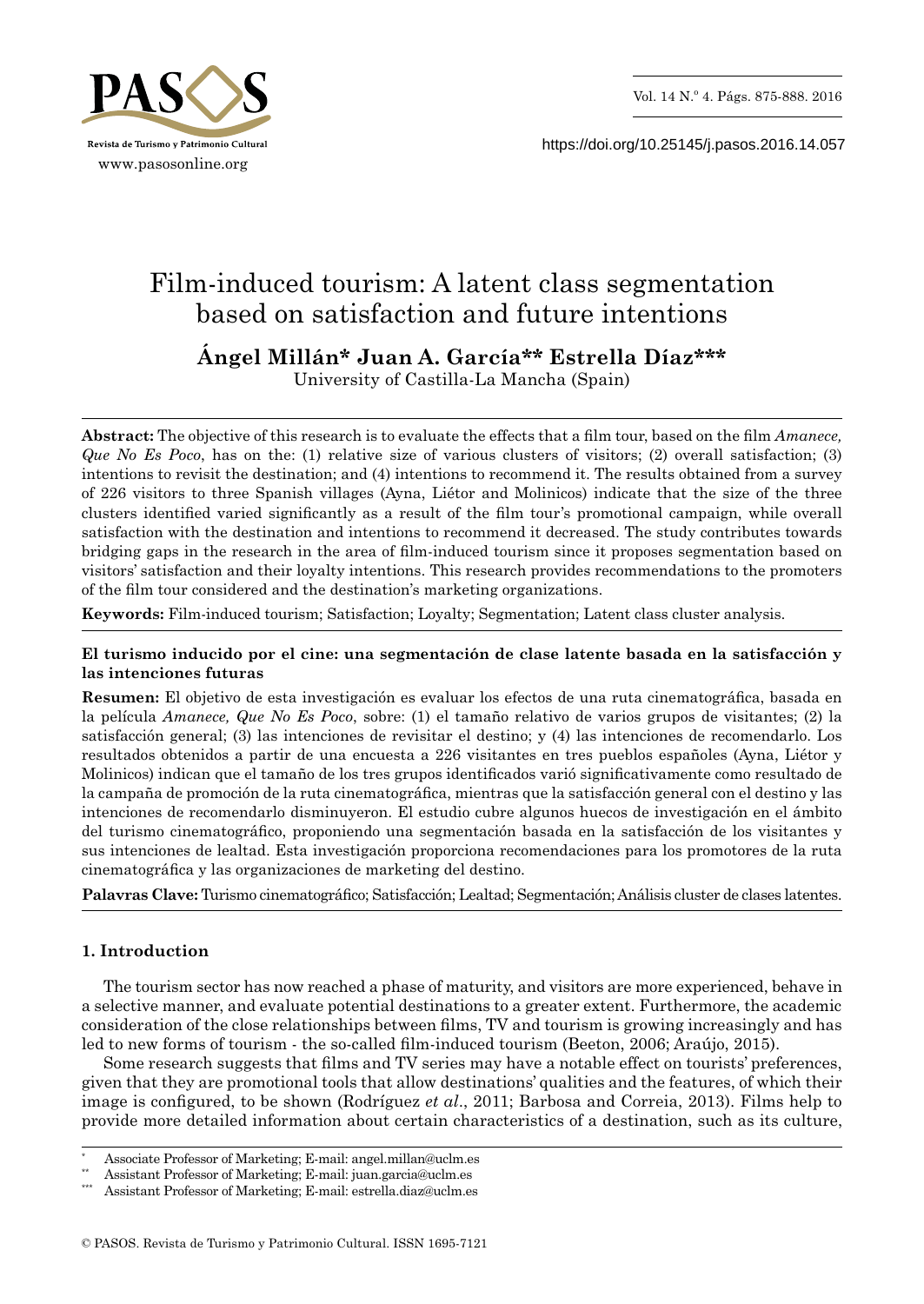# Film-induced tourism: A latent class segmentation based on satisfaction and future intentions

**Ángel Millán\* Juan A. García\*\* Estrella Díaz\*\*\***
University of Castilla-La Mancha (Spain)

**Abstract:** The objective of this research is to evaluate the effects that a film tour, based on the film *Amanece, Que No Es Poco*, has on the: (1) relative size of various clusters of visitors; (2) overall satisfaction; (3) intentions to revisit the destination; and (4) intentions to recommend it. The results obtained from a survey of 226 visitors to three Spanish villages (Ayna, Liétor and Molinicos) indicate that the size of the three clusters identified varied significantly as a result of the film tour's promotional campaign, while overall satisfaction with the destination and intentions to recommend it decreased. The study contributes towards bridging gaps in the research in the area of film-induced tourism since it proposes segmentation based on visitors' satisfaction and their loyalty intentions. This research provides recommendations to the promoters of the film tour considered and the destination's marketing organizations.

**Keywords:** Film-induced tourism; Satisfaction; Loyalty; Segmentation; Latent class cluster analysis.

**El turismo inducido por el cine: una segmentación de clase latente basada en la satisfacción y las intenciones futuras**

**Resumen:** El objetivo de esta investigación es evaluar los efectos de una ruta cinematográfica, basada en la película *Amanece, Que No Es Poco*, sobre: (1) el tamaño relativo de varios grupos de visitantes; (2) la satisfacción general; (3) las intenciones de revisitar el destino; y (4) las intenciones de recomendarlo. Los resultados obtenidos a partir de una encuesta a 226 visitantes en tres pueblos españoles (Ayna, Liétor y Molinicos) indican que el tamaño de los tres grupos identificados varió significativamente como resultado de la campaña de promoción de la ruta cinematográfica, mientras que la satisfacción general con el destino y las intenciones de recomendarlo disminuyeron. El estudio cubre algunos huecos de investigación en el ámbito del turismo cinematográfico, proponiendo una segmentación basada en la satisfacción de los visitantes y sus intenciones de lealtad. Esta investigación proporciona recomendaciones para los promotores de la ruta cinematográfica y las organizaciones de marketing del destino.

**Palavras Clave:** Turismo cinematográfico; Satisfacción; Lealtad; Segmentación; Análisis cluster de clases latentes.

## 1. Introduction

The tourism sector has now reached a phase of maturity, and visitors are more experienced, behave in a selective manner, and evaluate potential destinations to a greater extent. Furthermore, the academic consideration of the close relationships between films, TV and tourism is growing increasingly and has led to new forms of tourism - the so-called film-induced tourism (Beeton, 2006; Araújo, 2015).

Some research suggests that films and TV series may have a notable effect on tourists' preferences, given that they are promotional tools that allow destinations' qualities and the features, of which their image is configured, to be shown (Rodríguez *et al*., 2011; Barbosa and Correia, 2013). Films help to provide more detailed information about certain characteristics of a destination, such as its culture,

\* Associate Professor of Marketing; E-mail: angel.millan@uclm.es

\*\* Assistant Professor of Marketing; E-mail: juan.garcia@uclm.es

\*\*\* Assistant Professor of Marketing; E-mail: estrella.diaz@uclm.es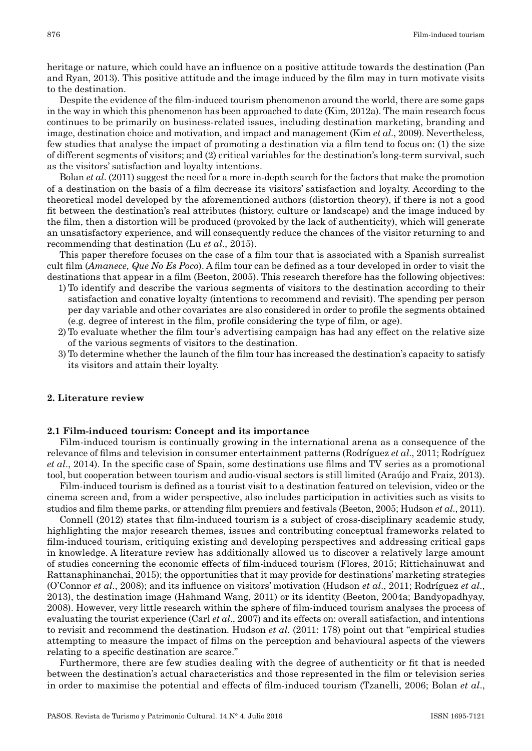heritage or nature, which could have an influence on a positive attitude towards the destination (Pan and Ryan, 2013). This positive attitude and the image induced by the film may in turn motivate visits to the destination.

Despite the evidence of the film-induced tourism phenomenon around the world, there are some gaps in the way in which this phenomenon has been approached to date (Kim, 2012a). The main research focus continues to be primarily on business-related issues, including destination marketing, branding and image, destination choice and motivation, and impact and management (Kim *et al*., 2009). Nevertheless, few studies that analyse the impact of promoting a destination via a film tend to focus on: (1) the size of different segments of visitors; and (2) critical variables for the destination's long-term survival, such as the visitors' satisfaction and loyalty intentions.

Bolan *et al*. (2011) suggest the need for a more in-depth search for the factors that make the promotion of a destination on the basis of a film decrease its visitors' satisfaction and loyalty. According to the theoretical model developed by the aforementioned authors (distortion theory), if there is not a good fit between the destination's real attributes (history, culture or landscape) and the image induced by the film, then a distortion will be produced (provoked by the lack of authenticity), which will generate an unsatisfactory experience, and will consequently reduce the chances of the visitor returning to and recommending that destination (Lu *et al*., 2015).

This paper therefore focuses on the case of a film tour that is associated with a Spanish surrealist cult film (*Amanece, Que No Es Poco*). A film tour can be defined as a tour developed in order to visit the destinations that appear in a film (Beeton, 2005). This research therefore has the following objectives:

1) To identify and describe the various segments of visitors to the destination according to their satisfaction and conative loyalty (intentions to recommend and revisit). The spending per person per day variable and other covariates are also considered in order to profile the segments obtained (e.g. degree of interest in the film, profile considering the type of film, or age).
2) To evaluate whether the film tour's advertising campaign has had any effect on the relative size of the various segments of visitors to the destination.
3) To determine whether the launch of the film tour has increased the destination's capacity to satisfy its visitors and attain their loyalty.

## 2. Literature review

### 2.1 Film-induced tourism: Concept and its importance

Film-induced tourism is continually growing in the international arena as a consequence of the relevance of films and television in consumer entertainment patterns (Rodríguez *et al*., 2011; Rodríguez *et al*., 2014). In the specific case of Spain, some destinations use films and TV series as a promotional tool, but cooperation between tourism and audio-visual sectors is still limited (Araújo and Fraiz, 2013).

Film-induced tourism is defined as a tourist visit to a destination featured on television, video or the cinema screen and, from a wider perspective, also includes participation in activities such as visits to studios and film theme parks, or attending film premiers and festivals (Beeton, 2005; Hudson *et al*., 2011).

Connell (2012) states that film-induced tourism is a subject of cross-disciplinary academic study, highlighting the major research themes, issues and contributing conceptual frameworks related to film-induced tourism, critiquing existing and developing perspectives and addressing critical gaps in knowledge. A literature review has additionally allowed us to discover a relatively large amount of studies concerning the economic effects of film-induced tourism (Flores, 2015; Rittichainuwat and Rattanaphinanchai, 2015); the opportunities that it may provide for destinations' marketing strategies (O'Connor *et al*., 2008); and its influence on visitors' motivation (Hudson *et al*., 2011; Rodríguez *et al*., 2013), the destination image (Hahmand Wang, 2011) or its identity (Beeton, 2004a; Bandyopadhyay, 2008). However, very little research within the sphere of film-induced tourism analyses the process of evaluating the tourist experience (Carl *et al*., 2007) and its effects on: overall satisfaction, and intentions to revisit and recommend the destination. Hudson *et al*. (2011: 178) point out that "empirical studies attempting to measure the impact of films on the perception and behavioural aspects of the viewers relating to a specific destination are scarce."

Furthermore, there are few studies dealing with the degree of authenticity or fit that is needed between the destination's actual characteristics and those represented in the film or television series in order to maximise the potential and effects of film-induced tourism (Tzanelli, 2006; Bolan *et al*.,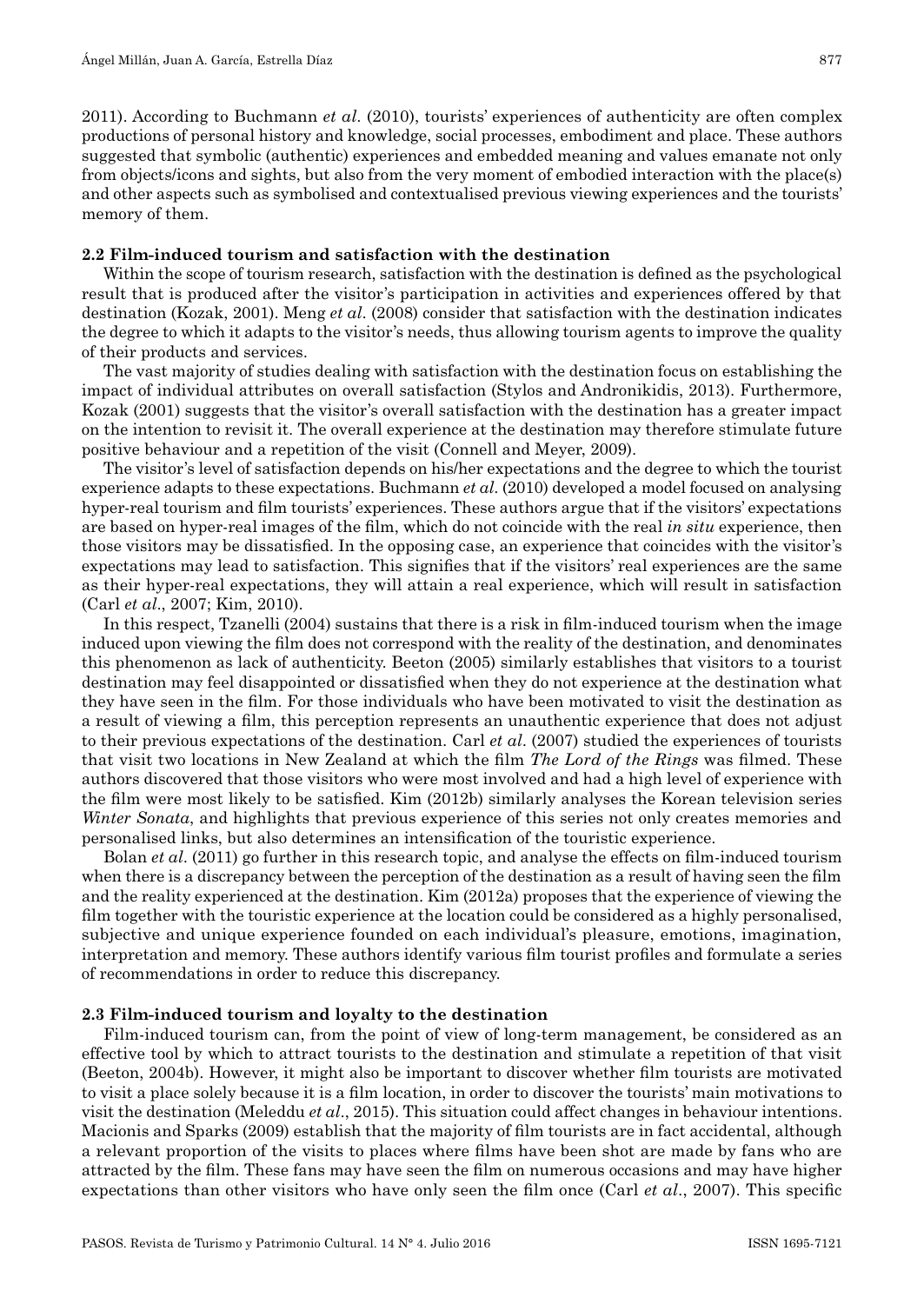2011). According to Buchmann *et al*. (2010), tourists' experiences of authenticity are often complex productions of personal history and knowledge, social processes, embodiment and place. These authors suggested that symbolic (authentic) experiences and embedded meaning and values emanate not only from objects/icons and sights, but also from the very moment of embodied interaction with the place(s) and other aspects such as symbolised and contextualised previous viewing experiences and the tourists' memory of them.

### 2.2 Film-induced tourism and satisfaction with the destination

Within the scope of tourism research, satisfaction with the destination is defined as the psychological result that is produced after the visitor's participation in activities and experiences offered by that destination (Kozak, 2001). Meng *et al*. (2008) consider that satisfaction with the destination indicates the degree to which it adapts to the visitor's needs, thus allowing tourism agents to improve the quality of their products and services.

The vast majority of studies dealing with satisfaction with the destination focus on establishing the impact of individual attributes on overall satisfaction (Stylos and Andronikidis, 2013). Furthermore, Kozak (2001) suggests that the visitor's overall satisfaction with the destination has a greater impact on the intention to revisit it. The overall experience at the destination may therefore stimulate future positive behaviour and a repetition of the visit (Connell and Meyer, 2009).

The visitor's level of satisfaction depends on his/her expectations and the degree to which the tourist experience adapts to these expectations. Buchmann *et al*. (2010) developed a model focused on analysing hyper-real tourism and film tourists' experiences. These authors argue that if the visitors' expectations are based on hyper-real images of the film, which do not coincide with the real *in situ* experience, then those visitors may be dissatisfied. In the opposing case, an experience that coincides with the visitor's expectations may lead to satisfaction. This signifies that if the visitors' real experiences are the same as their hyper-real expectations, they will attain a real experience, which will result in satisfaction (Carl *et al*., 2007; Kim, 2010).

In this respect, Tzanelli (2004) sustains that there is a risk in film-induced tourism when the image induced upon viewing the film does not correspond with the reality of the destination, and denominates this phenomenon as lack of authenticity. Beeton (2005) similarly establishes that visitors to a tourist destination may feel disappointed or dissatisfied when they do not experience at the destination what they have seen in the film. For those individuals who have been motivated to visit the destination as a result of viewing a film, this perception represents an unauthentic experience that does not adjust to their previous expectations of the destination. Carl *et al*. (2007) studied the experiences of tourists that visit two locations in New Zealand at which the film *The Lord of the Rings* was filmed. These authors discovered that those visitors who were most involved and had a high level of experience with the film were most likely to be satisfied. Kim (2012b) similarly analyses the Korean television series *Winter Sonata*, and highlights that previous experience of this series not only creates memories and personalised links, but also determines an intensification of the touristic experience.

Bolan *et al*. (2011) go further in this research topic, and analyse the effects on film-induced tourism when there is a discrepancy between the perception of the destination as a result of having seen the film and the reality experienced at the destination. Kim (2012a) proposes that the experience of viewing the film together with the touristic experience at the location could be considered as a highly personalised, subjective and unique experience founded on each individual's pleasure, emotions, imagination, interpretation and memory. These authors identify various film tourist profiles and formulate a series of recommendations in order to reduce this discrepancy.

### 2.3 Film-induced tourism and loyalty to the destination

Film-induced tourism can, from the point of view of long-term management, be considered as an effective tool by which to attract tourists to the destination and stimulate a repetition of that visit (Beeton, 2004b). However, it might also be important to discover whether film tourists are motivated to visit a place solely because it is a film location, in order to discover the tourists' main motivations to visit the destination (Meleddu *et al*., 2015). This situation could affect changes in behaviour intentions. Macionis and Sparks (2009) establish that the majority of film tourists are in fact accidental, although a relevant proportion of the visits to places where films have been shot are made by fans who are attracted by the film. These fans may have seen the film on numerous occasions and may have higher expectations than other visitors who have only seen the film once (Carl *et al*., 2007). This specific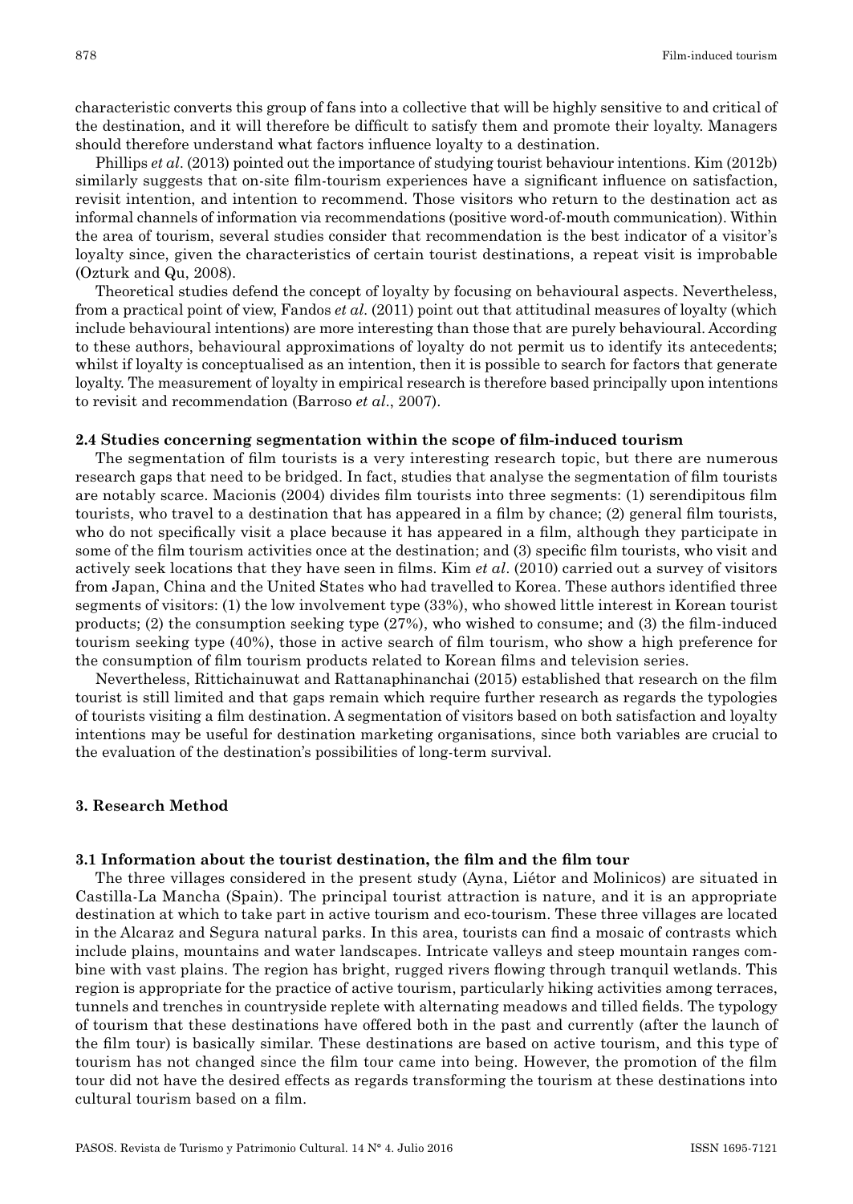characteristic converts this group of fans into a collective that will be highly sensitive to and critical of the destination, and it will therefore be difficult to satisfy them and promote their loyalty. Managers should therefore understand what factors influence loyalty to a destination.

Phillips *et al*. (2013) pointed out the importance of studying tourist behaviour intentions. Kim (2012b) similarly suggests that on-site film-tourism experiences have a significant influence on satisfaction, revisit intention, and intention to recommend. Those visitors who return to the destination act as informal channels of information via recommendations (positive word-of-mouth communication). Within the area of tourism, several studies consider that recommendation is the best indicator of a visitor's loyalty since, given the characteristics of certain tourist destinations, a repeat visit is improbable (Ozturk and Qu, 2008).

Theoretical studies defend the concept of loyalty by focusing on behavioural aspects. Nevertheless, from a practical point of view, Fandos *et al*. (2011) point out that attitudinal measures of loyalty (which include behavioural intentions) are more interesting than those that are purely behavioural. According to these authors, behavioural approximations of loyalty do not permit us to identify its antecedents; whilst if loyalty is conceptualised as an intention, then it is possible to search for factors that generate loyalty. The measurement of loyalty in empirical research is therefore based principally upon intentions to revisit and recommendation (Barroso *et al*., 2007).

### 2.4 Studies concerning segmentation within the scope of film-induced tourism

The segmentation of film tourists is a very interesting research topic, but there are numerous research gaps that need to be bridged. In fact, studies that analyse the segmentation of film tourists are notably scarce. Macionis (2004) divides film tourists into three segments: (1) serendipitous film tourists, who travel to a destination that has appeared in a film by chance; (2) general film tourists, who do not specifically visit a place because it has appeared in a film, although they participate in some of the film tourism activities once at the destination; and (3) specific film tourists, who visit and actively seek locations that they have seen in films. Kim *et al*. (2010) carried out a survey of visitors from Japan, China and the United States who had travelled to Korea. These authors identified three segments of visitors: (1) the low involvement type (33%), who showed little interest in Korean tourist products; (2) the consumption seeking type (27%), who wished to consume; and (3) the film-induced tourism seeking type (40%), those in active search of film tourism, who show a high preference for the consumption of film tourism products related to Korean films and television series.

Nevertheless, Rittichainuwat and Rattanaphinanchai (2015) established that research on the film tourist is still limited and that gaps remain which require further research as regards the typologies of tourists visiting a film destination. A segmentation of visitors based on both satisfaction and loyalty intentions may be useful for destination marketing organisations, since both variables are crucial to the evaluation of the destination's possibilities of long-term survival.

## 3. Research Method

### 3.1 Information about the tourist destination, the film and the film tour

The three villages considered in the present study (Ayna, Liétor and Molinicos) are situated in Castilla-La Mancha (Spain). The principal tourist attraction is nature, and it is an appropriate destination at which to take part in active tourism and eco-tourism. These three villages are located in the Alcaraz and Segura natural parks. In this area, tourists can find a mosaic of contrasts which include plains, mountains and water landscapes. Intricate valleys and steep mountain ranges combine with vast plains. The region has bright, rugged rivers flowing through tranquil wetlands. This region is appropriate for the practice of active tourism, particularly hiking activities among terraces, tunnels and trenches in countryside replete with alternating meadows and tilled fields. The typology of tourism that these destinations have offered both in the past and currently (after the launch of the film tour) is basically similar. These destinations are based on active tourism, and this type of tourism has not changed since the film tour came into being. However, the promotion of the film tour did not have the desired effects as regards transforming the tourism at these destinations into cultural tourism based on a film.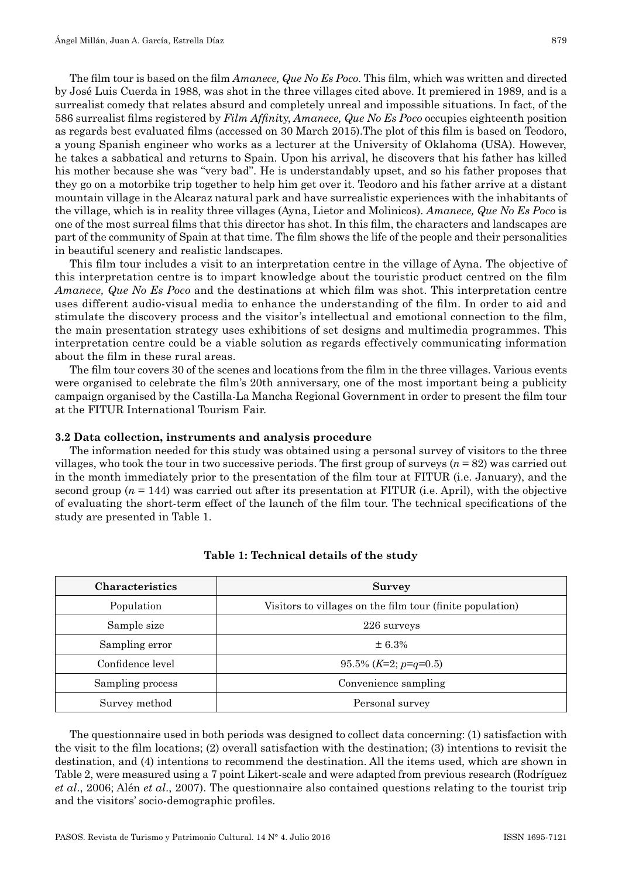The film tour is based on the film *Amanece, Que No Es Poco*. This film, which was written and directed by José Luis Cuerda in 1988, was shot in the three villages cited above. It premiered in 1989, and is a surrealist comedy that relates absurd and completely unreal and impossible situations. In fact, of the 586 surrealist films registered by *Film Affinity*, *Amanece, Que No Es Poco* occupies eighteenth position as regards best evaluated films (accessed on 30 March 2015).The plot of this film is based on Teodoro, a young Spanish engineer who works as a lecturer at the University of Oklahoma (USA). However, he takes a sabbatical and returns to Spain. Upon his arrival, he discovers that his father has killed his mother because she was "very bad". He is understandably upset, and so his father proposes that they go on a motorbike trip together to help him get over it. Teodoro and his father arrive at a distant mountain village in the Alcaraz natural park and have surrealistic experiences with the inhabitants of the village, which is in reality three villages (Ayna, Lietor and Molinicos). *Amanece, Que No Es Poco* is one of the most surreal films that this director has shot. In this film, the characters and landscapes are part of the community of Spain at that time. The film shows the life of the people and their personalities in beautiful scenery and realistic landscapes.

This film tour includes a visit to an interpretation centre in the village of Ayna. The objective of this interpretation centre is to impart knowledge about the touristic product centred on the film *Amanece, Que No Es Poco* and the destinations at which film was shot. This interpretation centre uses different audio-visual media to enhance the understanding of the film. In order to aid and stimulate the discovery process and the visitor's intellectual and emotional connection to the film, the main presentation strategy uses exhibitions of set designs and multimedia programmes. This interpretation centre could be a viable solution as regards effectively communicating information about the film in these rural areas.

The film tour covers 30 of the scenes and locations from the film in the three villages. Various events were organised to celebrate the film's 20th anniversary, one of the most important being a publicity campaign organised by the Castilla-La Mancha Regional Government in order to present the film tour at the FITUR International Tourism Fair.

### 3.2 Data collection, instruments and analysis procedure

The information needed for this study was obtained using a personal survey of visitors to the three villages, who took the tour in two successive periods. The first group of surveys ($n = 82$) was carried out in the month immediately prior to the presentation of the film tour at FITUR (i.e. January), and the second group ($n = 144$) was carried out after its presentation at FITUR (i.e. April), with the objective of evaluating the short-term effect of the launch of the film tour. The technical specifications of the study are presented in Table 1.

**Table 1: Technical details of the study**

| Characteristics | Survey |
|---|---|
| Population | Visitors to villages on the film tour (finite population) |
| Sample size | 226 surveys |
| Sampling error | ± 6.3% |
| Confidence level | 95.5% ($K$=2; $p$=$q$=0.5) |
| Sampling process | Convenience sampling |
| Survey method | Personal survey |

The questionnaire used in both periods was designed to collect data concerning: (1) satisfaction with the visit to the film locations; (2) overall satisfaction with the destination; (3) intentions to revisit the destination, and (4) intentions to recommend the destination. All the items used, which are shown in Table 2, were measured using a 7 point Likert-scale and were adapted from previous research (Rodríguez *et al*., 2006; Alén *et al*., 2007). The questionnaire also contained questions relating to the tourist trip and the visitors' socio-demographic profiles.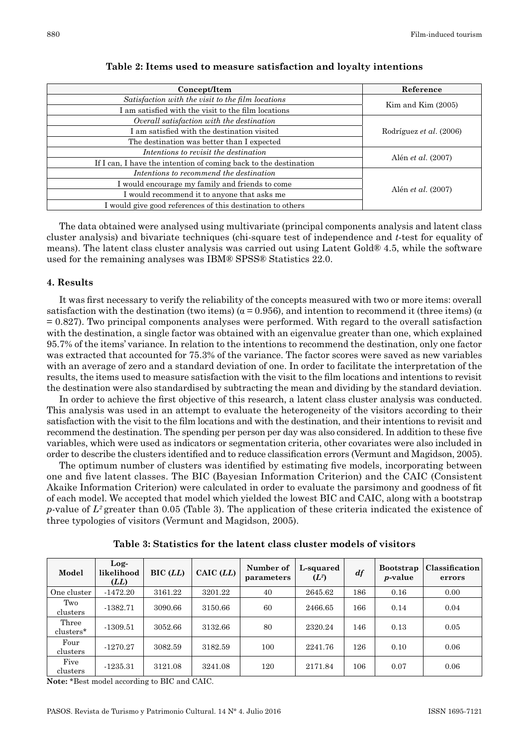**Table 2: Items used to measure satisfaction and loyalty intentions**

| Concept/Item | Reference |
|---|---|
| *Satisfaction with the visit to the film locations* | Kim and Kim (2005) |
| I am satisfied with the visit to the film locations | |
| *Overall satisfaction with the destination* | Rodríguez *et al.* (2006) |
| I am satisfied with the destination visited | |
| The destination was better than I expected | |
| *Intentions to revisit the destination* | Alén *et al.* (2007) |
| If I can, I have the intention of coming back to the destination | |
| *Intentions to recommend the destination* | Alén *et al.* (2007) |
| I would encourage my family and friends to come | |
| I would recommend it to anyone that asks me | |
| I would give good references of this destination to others | |

The data obtained were analysed using multivariate (principal components analysis and latent class cluster analysis) and bivariate techniques (chi-square test of independence and *t*-test for equality of means). The latent class cluster analysis was carried out using Latent Gold® 4.5, while the software used for the remaining analyses was IBM® SPSS® Statistics 22.0.

## 4. Results

It was first necessary to verify the reliability of the concepts measured with two or more items: overall satisfaction with the destination (two items) ($\alpha = 0.956$), and intention to recommend it (three items) ($\alpha = 0.827$). Two principal components analyses were performed. With regard to the overall satisfaction with the destination, a single factor was obtained with an eigenvalue greater than one, which explained 95.7% of the items' variance. In relation to the intentions to recommend the destination, only one factor was extracted that accounted for 75.3% of the variance. The factor scores were saved as new variables with an average of zero and a standard deviation of one. In order to facilitate the interpretation of the results, the items used to measure satisfaction with the visit to the film locations and intentions to revisit the destination were also standardised by subtracting the mean and dividing by the standard deviation.

In order to achieve the first objective of this research, a latent class cluster analysis was conducted. This analysis was used in an attempt to evaluate the heterogeneity of the visitors according to their satisfaction with the visit to the film locations and with the destination, and their intentions to revisit and recommend the destination. The spending per person per day was also considered. In addition to these five variables, which were used as indicators or segmentation criteria, other covariates were also included in order to describe the clusters identified and to reduce classification errors (Vermunt and Magidson, 2005).

The optimum number of clusters was identified by estimating five models, incorporating between one and five latent classes. The BIC (Bayesian Information Criterion) and the CAIC (Consistent Akaike Information Criterion) were calculated in order to evaluate the parsimony and goodness of fit of each model. We accepted that model which yielded the lowest BIC and CAIC, along with a bootstrap *p*-value of $L^2$ greater than 0.05 (Table 3). The application of these criteria indicated the existence of three typologies of visitors (Vermunt and Magidson, 2005).

**Table 3: Statistics for the latent class cluster models of visitors**

| Model | Log-likelihood (*LL*) | BIC (*LL*) | CAIC (*LL*) | Number of parameters | L-squared ($L^2$) | *df* | Bootstrap *p*-value | Classification errors |
|---|---|---|---|---|---|---|---|---|
| One cluster | -1472.20 | 3161.22 | 3201.22 | 40 | 2645.62 | 186 | 0.16 | 0.00 |
| Two clusters | -1382.71 | 3090.66 | 3150.66 | 60 | 2466.65 | 166 | 0.14 | 0.04 |
| Three clusters* | -1309.51 | 3052.66 | 3132.66 | 80 | 2320.24 | 146 | 0.13 | 0.05 |
| Four clusters | -1270.27 | 3082.59 | 3182.59 | 100 | 2241.76 | 126 | 0.10 | 0.06 |
| Five clusters | -1235.31 | 3121.08 | 3241.08 | 120 | 2171.84 | 106 | 0.07 | 0.06 |

**Note:** *Best model according to BIC and CAIC.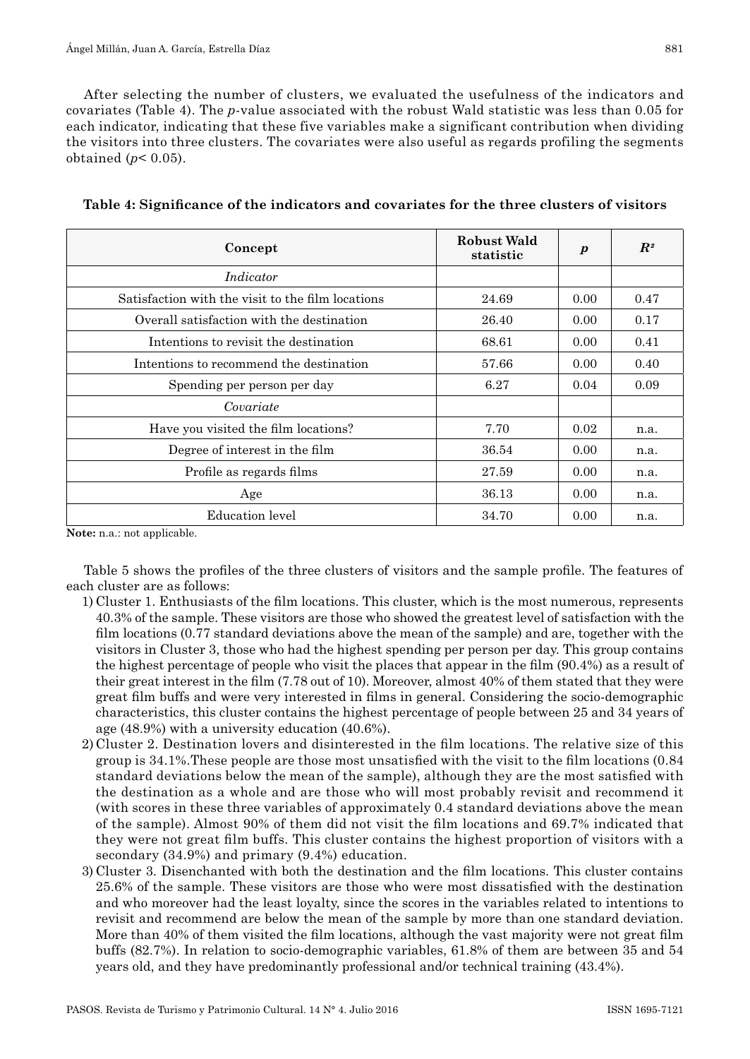After selecting the number of clusters, we evaluated the usefulness of the indicators and covariates (Table 4). The *p*-value associated with the robust Wald statistic was less than 0.05 for each indicator, indicating that these five variables make a significant contribution when dividing the visitors into three clusters. The covariates were also useful as regards profiling the segments obtained ($p < 0.05$).

**Table 4: Significance of the indicators and covariates for the three clusters of visitors**

| Concept | Robust Wald statistic | $p$ | $R^2$ |
|---|---|---|---|
| *Indicator* | | | |
| Satisfaction with the visit to the film locations | 24.69 | 0.00 | 0.47 |
| Overall satisfaction with the destination | 26.40 | 0.00 | 0.17 |
| Intentions to revisit the destination | 68.61 | 0.00 | 0.41 |
| Intentions to recommend the destination | 57.66 | 0.00 | 0.40 |
| Spending per person per day | 6.27 | 0.04 | 0.09 |
| *Covariate* | | | |
| Have you visited the film locations? | 7.70 | 0.02 | n.a. |
| Degree of interest in the film | 36.54 | 0.00 | n.a. |
| Profile as regards films | 27.59 | 0.00 | n.a. |
| Age | 36.13 | 0.00 | n.a. |
| Education level | 34.70 | 0.00 | n.a. |

**Note:** n.a.: not applicable.

Table 5 shows the profiles of the three clusters of visitors and the sample profile. The features of each cluster are as follows:

1) Cluster 1. Enthusiasts of the film locations. This cluster, which is the most numerous, represents 40.3% of the sample. These visitors are those who showed the greatest level of satisfaction with the film locations (0.77 standard deviations above the mean of the sample) and are, together with the visitors in Cluster 3, those who had the highest spending per person per day. This group contains the highest percentage of people who visit the places that appear in the film (90.4%) as a result of their great interest in the film (7.78 out of 10). Moreover, almost 40% of them stated that they were great film buffs and were very interested in films in general. Considering the socio-demographic characteristics, this cluster contains the highest percentage of people between 25 and 34 years of age (48.9%) with a university education (40.6%).
2) Cluster 2. Destination lovers and disinterested in the film locations. The relative size of this group is 34.1%.These people are those most unsatisfied with the visit to the film locations (0.84 standard deviations below the mean of the sample), although they are the most satisfied with the destination as a whole and are those who will most probably revisit and recommend it (with scores in these three variables of approximately 0.4 standard deviations above the mean of the sample). Almost 90% of them did not visit the film locations and 69.7% indicated that they were not great film buffs. This cluster contains the highest proportion of visitors with a secondary (34.9%) and primary (9.4%) education.
3) Cluster 3. Disenchanted with both the destination and the film locations. This cluster contains 25.6% of the sample. These visitors are those who were most dissatisfied with the destination and who moreover had the least loyalty, since the scores in the variables related to intentions to revisit and recommend are below the mean of the sample by more than one standard deviation. More than 40% of them visited the film locations, although the vast majority were not great film buffs (82.7%). In relation to socio-demographic variables, 61.8% of them are between 35 and 54 years old, and they have predominantly professional and/or technical training (43.4%).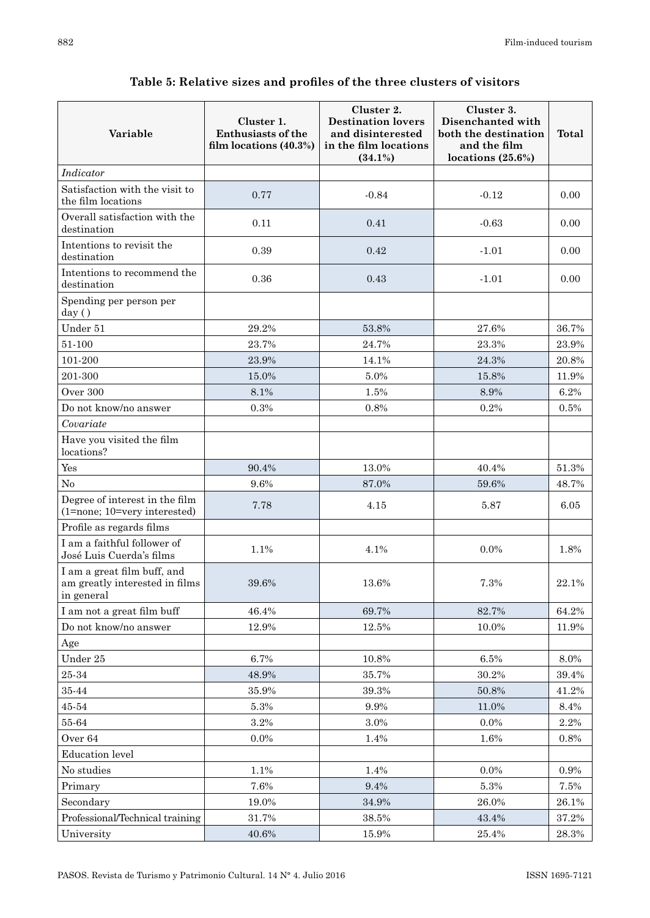**Table 5: Relative sizes and profiles of the three clusters of visitors**

| Variable | Cluster 1. Enthusiasts of the film locations (40.3%) | Cluster 2. Destination lovers and disinterested in the film locations (34.1%) | Cluster 3. Disenchanted with both the destination and the film locations (25.6%) | Total |
|---|---|---|---|---|
| *Indicator* | | | | |
| Satisfaction with the visit to the film locations | 0.77 | -0.84 | -0.12 | 0.00 |
| Overall satisfaction with the destination | 0.11 | 0.41 | -0.63 | 0.00 |
| Intentions to revisit the destination | 0.39 | 0.42 | -1.01 | 0.00 |
| Intentions to recommend the destination | 0.36 | 0.43 | -1.01 | 0.00 |
| Spending per person per day () | | | | |
| Under 51 | 29.2% | 53.8% | 27.6% | 36.7% |
| 51-100 | 23.7% | 24.7% | 23.3% | 23.9% |
| 101-200 | 23.9% | 14.1% | 24.3% | 20.8% |
| 201-300 | 15.0% | 5.0% | 15.8% | 11.9% |
| Over 300 | 8.1% | 1.5% | 8.9% | 6.2% |
| Do not know/no answer | 0.3% | 0.8% | 0.2% | 0.5% |
| *Covariate* | | | | |
| Have you visited the film locations? | | | | |
| Yes | 90.4% | 13.0% | 40.4% | 51.3% |
| No | 9.6% | 87.0% | 59.6% | 48.7% |
| Degree of interest in the film (1=none; 10=very interested) | 7.78 | 4.15 | 5.87 | 6.05 |
| Profile as regards films | | | | |
| I am a faithful follower of José Luis Cuerda's films | 1.1% | 4.1% | 0.0% | 1.8% |
| I am a great film buff, and am greatly interested in films in general | 39.6% | 13.6% | 7.3% | 22.1% |
| I am not a great film buff | 46.4% | 69.7% | 82.7% | 64.2% |
| Do not know/no answer | 12.9% | 12.5% | 10.0% | 11.9% |
| Age | | | | |
| Under 25 | 6.7% | 10.8% | 6.5% | 8.0% |
| 25-34 | 48.9% | 35.7% | 30.2% | 39.4% |
| 35-44 | 35.9% | 39.3% | 50.8% | 41.2% |
| 45-54 | 5.3% | 9.9% | 11.0% | 8.4% |
| 55-64 | 3.2% | 3.0% | 0.0% | 2.2% |
| Over 64 | 0.0% | 1.4% | 1.6% | 0.8% |
| Education level | | | | |
| No studies | 1.1% | 1.4% | 0.0% | 0.9% |
| Primary | 7.6% | 9.4% | 5.3% | 7.5% |
| Secondary | 19.0% | 34.9% | 26.0% | 26.1% |
| Professional/Technical training | 31.7% | 38.5% | 43.4% | 37.2% |
| University | 40.6% | 15.9% | 25.4% | 28.3% |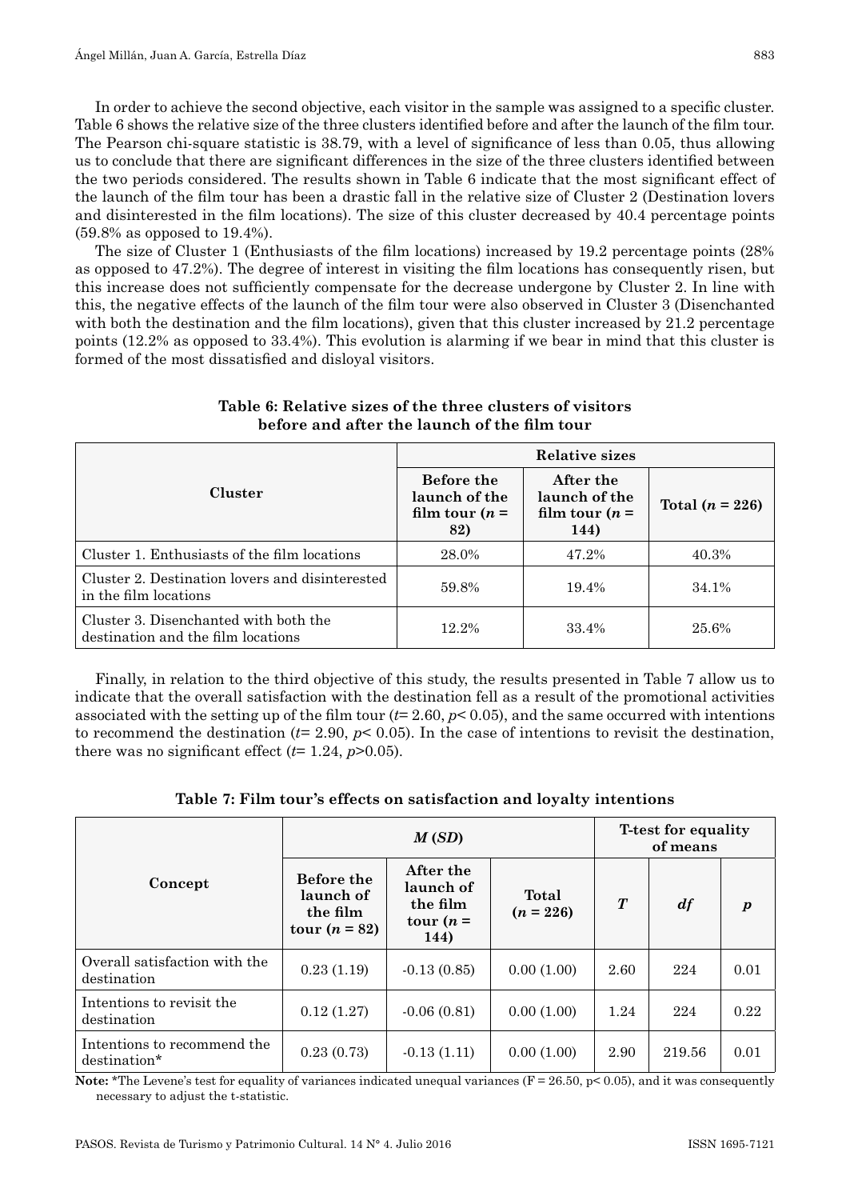In order to achieve the second objective, each visitor in the sample was assigned to a specific cluster. Table 6 shows the relative size of the three clusters identified before and after the launch of the film tour. The Pearson chi-square statistic is 38.79, with a level of significance of less than 0.05, thus allowing us to conclude that there are significant differences in the size of the three clusters identified between the two periods considered. The results shown in Table 6 indicate that the most significant effect of the launch of the film tour has been a drastic fall in the relative size of Cluster 2 (Destination lovers and disinterested in the film locations). The size of this cluster decreased by 40.4 percentage points (59.8% as opposed to 19.4%).

The size of Cluster 1 (Enthusiasts of the film locations) increased by 19.2 percentage points (28% as opposed to 47.2%). The degree of interest in visiting the film locations has consequently risen, but this increase does not sufficiently compensate for the decrease undergone by Cluster 2. In line with this, the negative effects of the launch of the film tour were also observed in Cluster 3 (Disenchanted with both the destination and the film locations), given that this cluster increased by 21.2 percentage points (12.2% as opposed to 33.4%). This evolution is alarming if we bear in mind that this cluster is formed of the most dissatisfied and disloyal visitors.

**Table 6: Relative sizes of the three clusters of visitors before and after the launch of the film tour**

| Cluster | Relative sizes | | |
|---|---|---|---|
| | Before the launch of the film tour ($n$ = 82) | After the launch of the film tour ($n$ = 144) | Total ($n$ = 226) |
| Cluster 1. Enthusiasts of the film locations | 28.0% | 47.2% | 40.3% |
| Cluster 2. Destination lovers and disinterested in the film locations | 59.8% | 19.4% | 34.1% |
| Cluster 3. Disenchanted with both the destination and the film locations | 12.2% | 33.4% | 25.6% |

Finally, in relation to the third objective of this study, the results presented in Table 7 allow us to indicate that the overall satisfaction with the destination fell as a result of the promotional activities associated with the setting up of the film tour ($t$= 2.60, $p$< 0.05), and the same occurred with intentions to recommend the destination ($t$= 2.90, $p$< 0.05). In the case of intentions to revisit the destination, there was no significant effect ($t$= 1.24, $p$>0.05).

**Table 7: Film tour's effects on satisfaction and loyalty intentions**

| Concept | *M* (*SD*) | | | T-test for equality of means | | |
|---|---|---|---|---|---|---|
| | Before the launch of the film tour ($n$ = 82) | After the launch of the film tour ($n$ = 144) | Total ($n$ = 226) | *T* | *df* | *p* |
| Overall satisfaction with the destination | 0.23 (1.19) | -0.13 (0.85) | 0.00 (1.00) | 2.60 | 224 | 0.01 |
| Intentions to revisit the destination | 0.12 (1.27) | -0.06 (0.81) | 0.00 (1.00) | 1.24 | 224 | 0.22 |
| Intentions to recommend the destination* | 0.23 (0.73) | -0.13 (1.11) | 0.00 (1.00) | 2.90 | 219.56 | 0.01 |

**Note:** *The Levene's test for equality of variances indicated unequal variances (F = 26.50, p< 0.05), and it was consequently necessary to adjust the t-statistic.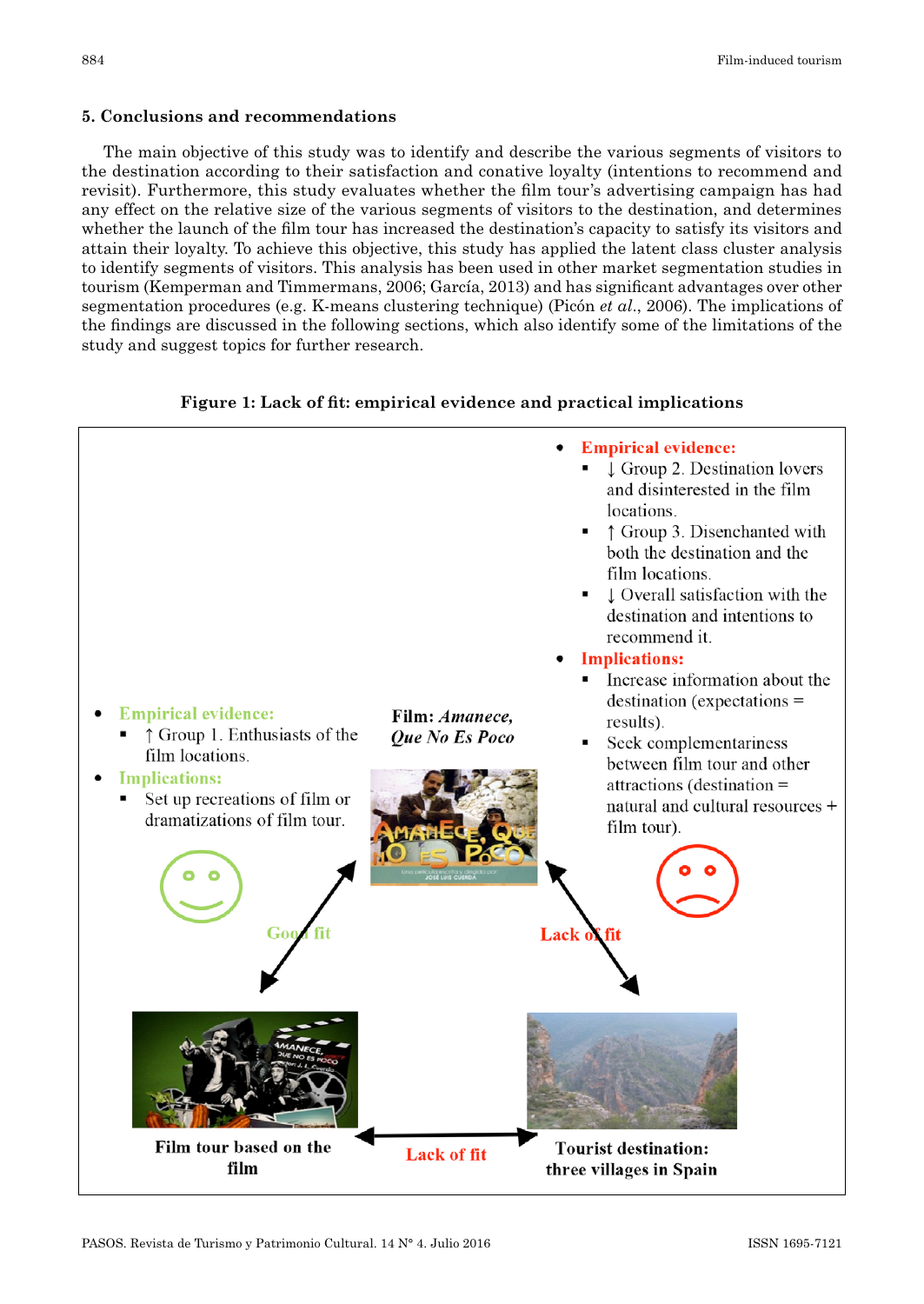## 5. Conclusions and recommendations

The main objective of this study was to identify and describe the various segments of visitors to the destination according to their satisfaction and conative loyalty (intentions to recommend and revisit). Furthermore, this study evaluates whether the film tour's advertising campaign has had any effect on the relative size of the various segments of visitors to the destination, and determines whether the launch of the film tour has increased the destination's capacity to satisfy its visitors and attain their loyalty. To achieve this objective, this study has applied the latent class cluster analysis to identify segments of visitors. This analysis has been used in other market segmentation studies in tourism (Kemperman and Timmermans, 2006; García, 2013) and has significant advantages over other segmentation procedures (e.g. K-means clustering technique) (Picón *et al.*, 2006). The implications of the findings are discussed in the following sections, which also identify some of the limitations of the study and suggest topics for further research.

**Figure 1: Lack of fit: empirical evidence and practical implications**

- **Empirical evidence:**
  - ↓ Group 2. Destination lovers and disinterested in the film locations.
  - ↑ Group 3. Disenchanted with both the destination and the film locations.
  - ↓ Overall satisfaction with the destination and intentions to recommend it.
- **Implications:**
  - Increase information about the destination (expectations = results).
  - Seek complementariness between film tour and other attractions (destination = natural and cultural resources + film tour).

- **Empirical evidence:**
  - ↑ Group 1. Enthusiasts of the film locations.
- **Implications:**
  - Set up recreations of film or dramatizations of film tour.

**Film:** ***Amanece, Que No Es Poco***

Good fit

Lack of fit

**Film tour based on the film**

Lack of fit

**Tourist destination: three villages in Spain**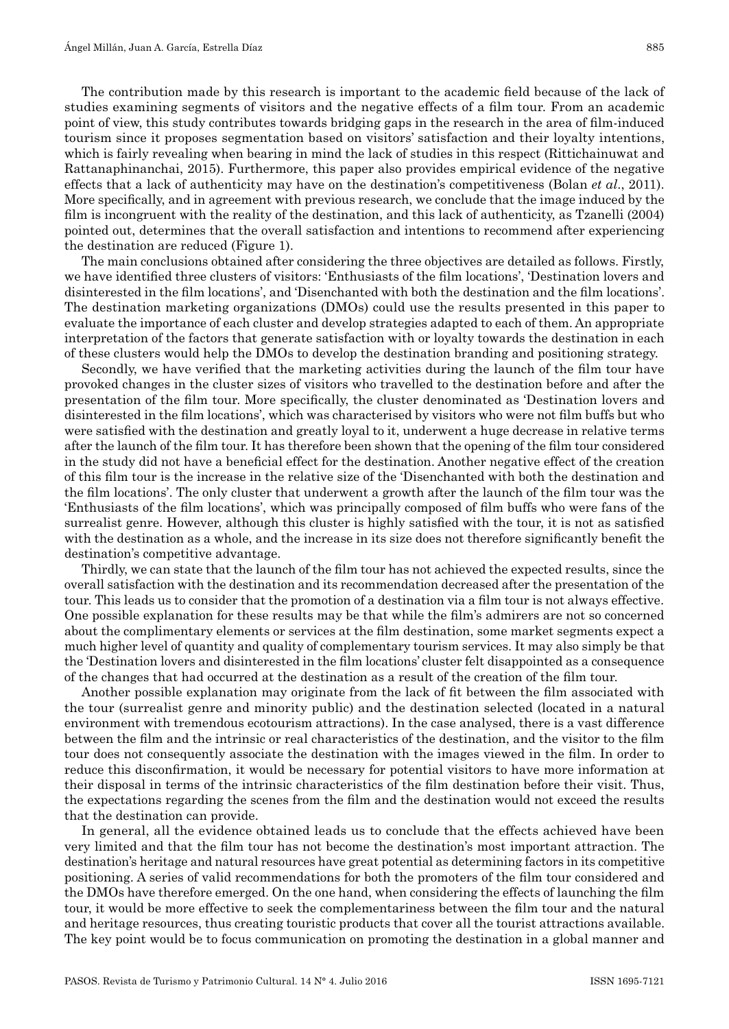The contribution made by this research is important to the academic field because of the lack of studies examining segments of visitors and the negative effects of a film tour. From an academic point of view, this study contributes towards bridging gaps in the research in the area of film-induced tourism since it proposes segmentation based on visitors' satisfaction and their loyalty intentions, which is fairly revealing when bearing in mind the lack of studies in this respect (Rittichainuwat and Rattanaphinanchai, 2015). Furthermore, this paper also provides empirical evidence of the negative effects that a lack of authenticity may have on the destination's competitiveness (Bolan *et al*., 2011). More specifically, and in agreement with previous research, we conclude that the image induced by the film is incongruent with the reality of the destination, and this lack of authenticity, as Tzanelli (2004) pointed out, determines that the overall satisfaction and intentions to recommend after experiencing the destination are reduced (Figure 1).

The main conclusions obtained after considering the three objectives are detailed as follows. Firstly, we have identified three clusters of visitors: 'Enthusiasts of the film locations', 'Destination lovers and disinterested in the film locations', and 'Disenchanted with both the destination and the film locations'. The destination marketing organizations (DMOs) could use the results presented in this paper to evaluate the importance of each cluster and develop strategies adapted to each of them. An appropriate interpretation of the factors that generate satisfaction with or loyalty towards the destination in each of these clusters would help the DMOs to develop the destination branding and positioning strategy.

Secondly, we have verified that the marketing activities during the launch of the film tour have provoked changes in the cluster sizes of visitors who travelled to the destination before and after the presentation of the film tour. More specifically, the cluster denominated as 'Destination lovers and disinterested in the film locations', which was characterised by visitors who were not film buffs but who were satisfied with the destination and greatly loyal to it, underwent a huge decrease in relative terms after the launch of the film tour. It has therefore been shown that the opening of the film tour considered in the study did not have a beneficial effect for the destination. Another negative effect of the creation of this film tour is the increase in the relative size of the 'Disenchanted with both the destination and the film locations'. The only cluster that underwent a growth after the launch of the film tour was the 'Enthusiasts of the film locations', which was principally composed of film buffs who were fans of the surrealist genre. However, although this cluster is highly satisfied with the tour, it is not as satisfied with the destination as a whole, and the increase in its size does not therefore significantly benefit the destination's competitive advantage.

Thirdly, we can state that the launch of the film tour has not achieved the expected results, since the overall satisfaction with the destination and its recommendation decreased after the presentation of the tour. This leads us to consider that the promotion of a destination via a film tour is not always effective. One possible explanation for these results may be that while the film's admirers are not so concerned about the complimentary elements or services at the film destination, some market segments expect a much higher level of quantity and quality of complementary tourism services. It may also simply be that the 'Destination lovers and disinterested in the film locations' cluster felt disappointed as a consequence of the changes that had occurred at the destination as a result of the creation of the film tour.

Another possible explanation may originate from the lack of fit between the film associated with the tour (surrealist genre and minority public) and the destination selected (located in a natural environment with tremendous ecotourism attractions). In the case analysed, there is a vast difference between the film and the intrinsic or real characteristics of the destination, and the visitor to the film tour does not consequently associate the destination with the images viewed in the film. In order to reduce this disconfirmation, it would be necessary for potential visitors to have more information at their disposal in terms of the intrinsic characteristics of the film destination before their visit. Thus, the expectations regarding the scenes from the film and the destination would not exceed the results that the destination can provide.

In general, all the evidence obtained leads us to conclude that the effects achieved have been very limited and that the film tour has not become the destination's most important attraction. The destination's heritage and natural resources have great potential as determining factors in its competitive positioning. A series of valid recommendations for both the promoters of the film tour considered and the DMOs have therefore emerged. On the one hand, when considering the effects of launching the film tour, it would be more effective to seek the complementariness between the film tour and the natural and heritage resources, thus creating touristic products that cover all the tourist attractions available. The key point would be to focus communication on promoting the destination in a global manner and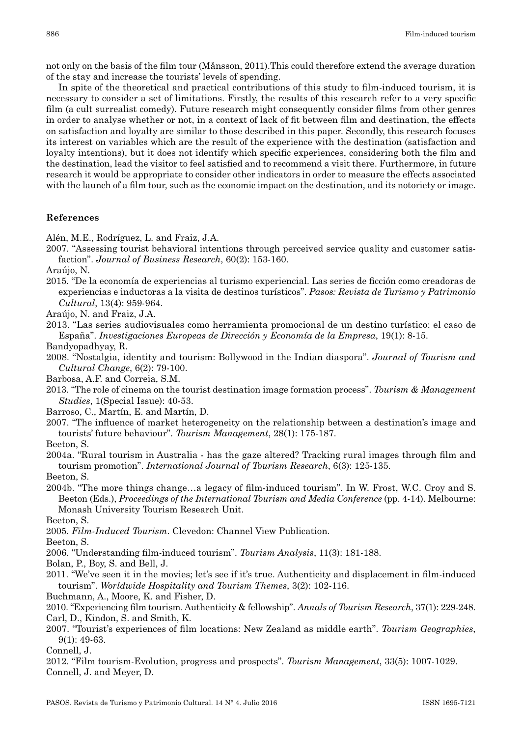not only on the basis of the film tour (Månsson, 2011).This could therefore extend the average duration of the stay and increase the tourists' levels of spending.

In spite of the theoretical and practical contributions of this study to film-induced tourism, it is necessary to consider a set of limitations. Firstly, the results of this research refer to a very specific film (a cult surrealist comedy). Future research might consequently consider films from other genres in order to analyse whether or not, in a context of lack of fit between film and destination, the effects on satisfaction and loyalty are similar to those described in this paper. Secondly, this research focuses its interest on variables which are the result of the experience with the destination (satisfaction and loyalty intentions), but it does not identify which specific experiences, considering both the film and the destination, lead the visitor to feel satisfied and to recommend a visit there. Furthermore, in future research it would be appropriate to consider other indicators in order to measure the effects associated with the launch of a film tour, such as the economic impact on the destination, and its notoriety or image.

## References

Alén, M.E., Rodríguez, L. and Fraiz, J.A.

2007. "Assessing tourist behavioral intentions through perceived service quality and customer satisfaction". *Journal of Business Research*, 60(2): 153-160.

Araújo, N.

2015. "De la economía de experiencias al turismo experiencial. Las series de ficción como creadoras de experiencias e inductoras a la visita de destinos turísticos". *Pasos: Revista de Turismo y Patrimonio Cultural*, 13(4): 959-964.

Araújo, N. and Fraiz, J.A.

2013. "Las series audiovisuales como herramienta promocional de un destino turístico: el caso de España". *Investigaciones Europeas de Dirección y Economía de la Empresa*, 19(1): 8-15.

Bandyopadhyay, R.

2008. "Nostalgia, identity and tourism: Bollywood in the Indian diaspora". *Journal of Tourism and Cultural Change*, 6(2): 79-100.

Barbosa, A.F. and Correia, S.M.

2013. "The role of cinema on the tourist destination image formation process". *Tourism & Management Studies*, 1(Special Issue): 40-53.

Barroso, C., Martín, E. and Martín, D.

2007. "The influence of market heterogeneity on the relationship between a destination's image and tourists' future behaviour". *Tourism Management*, 28(1): 175-187.

Beeton, S.

2004a. "Rural tourism in Australia - has the gaze altered? Tracking rural images through film and tourism promotion". *International Journal of Tourism Research*, 6(3): 125-135.

Beeton, S.

2004b. "The more things change…a legacy of film-induced tourism". In W. Frost, W.C. Croy and S. Beeton (Eds.), *Proceedings of the International Tourism and Media Conference* (pp. 4-14). Melbourne: Monash University Tourism Research Unit.

Beeton, S.

2005. *Film-Induced Tourism*. Clevedon: Channel View Publication.

Beeton, S.

2006. "Understanding film-induced tourism". *Tourism Analysis*, 11(3): 181-188.

Bolan, P., Boy, S. and Bell, J.

2011. "We've seen it in the movies; let's see if it's true. Authenticity and displacement in film-induced tourism". *Worldwide Hospitality and Tourism Themes*, 3(2): 102-116.

Buchmann, A., Moore, K. and Fisher, D.

2010. "Experiencing film tourism. Authenticity & fellowship". *Annals of Tourism Research*, 37(1): 229-248.

Carl, D., Kindon, S. and Smith, K.

2007. "Tourist's experiences of film locations: New Zealand as middle earth". *Tourism Geographies*, 9(1): 49-63.

Connell, J.

2012. "Film tourism-Evolution, progress and prospects". *Tourism Management*, 33(5): 1007-1029.

Connell, J. and Meyer, D.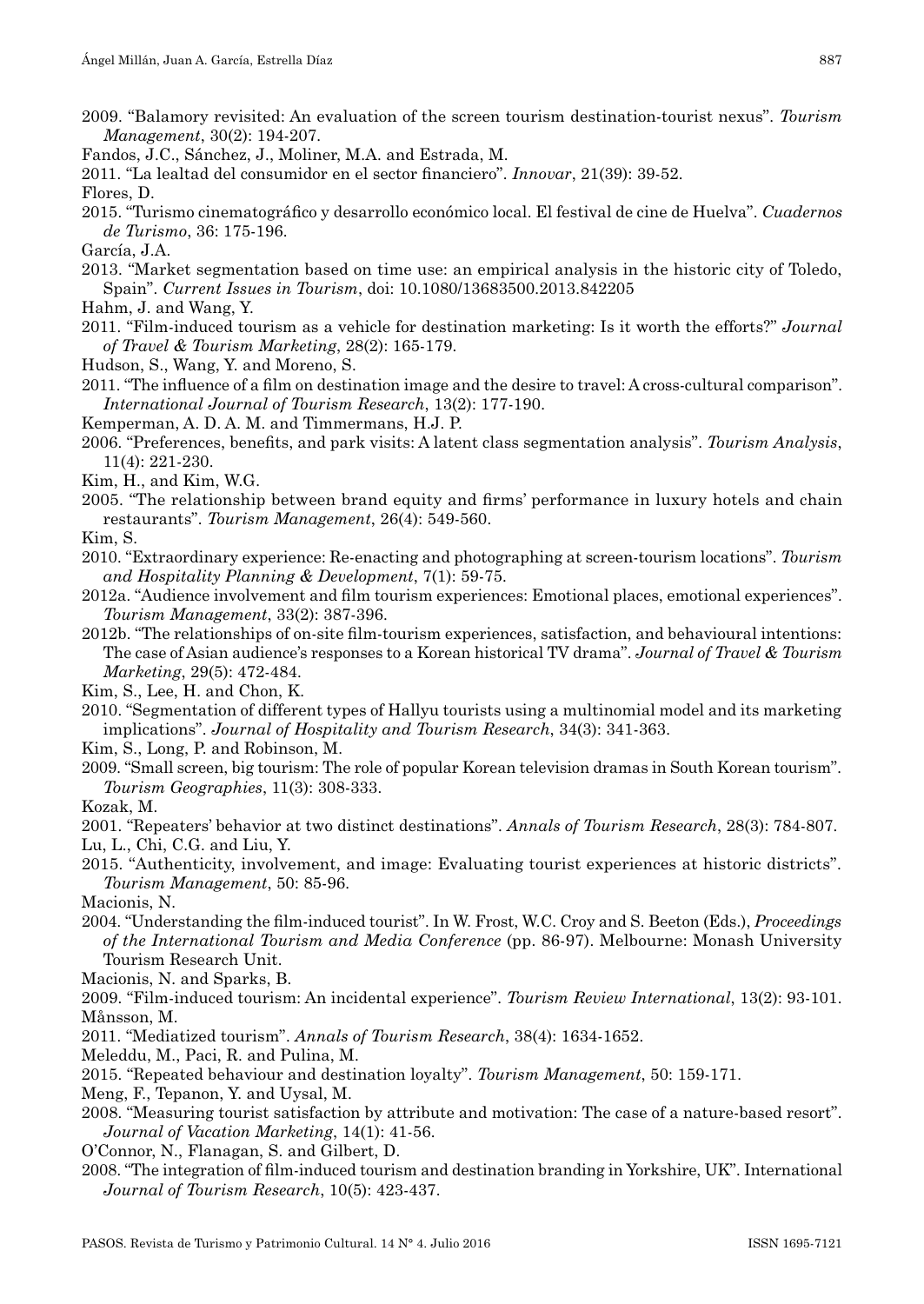2009. "Balamory revisited: An evaluation of the screen tourism destination-tourist nexus". *Tourism Management*, 30(2): 194-207.

Fandos, J.C., Sánchez, J., Moliner, M.A. and Estrada, M.

2011. "La lealtad del consumidor en el sector financiero". *Innovar*, 21(39): 39-52.

Flores, D.

2015. "Turismo cinematográfico y desarrollo económico local. El festival de cine de Huelva". *Cuadernos de Turismo*, 36: 175-196.

García, J.A.

2013. "Market segmentation based on time use: an empirical analysis in the historic city of Toledo, Spain". *Current Issues in Tourism*, doi: 10.1080/13683500.2013.842205

Hahm, J. and Wang, Y.

2011. "Film-induced tourism as a vehicle for destination marketing: Is it worth the efforts?" *Journal of Travel & Tourism Marketing*, 28(2): 165-179.

Hudson, S., Wang, Y. and Moreno, S.

2011. "The influence of a film on destination image and the desire to travel: A cross-cultural comparison". *International Journal of Tourism Research*, 13(2): 177-190.

Kemperman, A. D. A. M. and Timmermans, H.J. P.

2006. "Preferences, benefits, and park visits: A latent class segmentation analysis". *Tourism Analysis*, 11(4): 221-230.

Kim, H., and Kim, W.G.

2005. "The relationship between brand equity and firms' performance in luxury hotels and chain restaurants". *Tourism Management*, 26(4): 549-560.

Kim, S.

2010. "Extraordinary experience: Re-enacting and photographing at screen-tourism locations". *Tourism and Hospitality Planning & Development*, 7(1): 59-75.

2012a. "Audience involvement and film tourism experiences: Emotional places, emotional experiences". *Tourism Management*, 33(2): 387-396.

2012b. "The relationships of on-site film-tourism experiences, satisfaction, and behavioural intentions: The case of Asian audience's responses to a Korean historical TV drama". *Journal of Travel & Tourism Marketing*, 29(5): 472-484.

Kim, S., Lee, H. and Chon, K.

2010. "Segmentation of different types of Hallyu tourists using a multinomial model and its marketing implications". *Journal of Hospitality and Tourism Research*, 34(3): 341-363.

Kim, S., Long, P. and Robinson, M.

2009. "Small screen, big tourism: The role of popular Korean television dramas in South Korean tourism". *Tourism Geographies*, 11(3): 308-333.

Kozak, M.

2001. "Repeaters' behavior at two distinct destinations". *Annals of Tourism Research*, 28(3): 784-807.

Lu, L., Chi, C.G. and Liu, Y.

2015. "Authenticity, involvement, and image: Evaluating tourist experiences at historic districts". *Tourism Management*, 50: 85-96.

Macionis, N.

2004. "Understanding the film-induced tourist". In W. Frost, W.C. Croy and S. Beeton (Eds.), *Proceedings of the International Tourism and Media Conference* (pp. 86-97). Melbourne: Monash University Tourism Research Unit.

Macionis, N. and Sparks, B.

2009. "Film-induced tourism: An incidental experience". *Tourism Review International*, 13(2): 93-101.

Månsson, M.

2011. "Mediatized tourism". *Annals of Tourism Research*, 38(4): 1634-1652.

Meleddu, M., Paci, R. and Pulina, M.

2015. "Repeated behaviour and destination loyalty". *Tourism Management*, 50: 159-171.

Meng, F., Tepanon, Y. and Uysal, M.

2008. "Measuring tourist satisfaction by attribute and motivation: The case of a nature-based resort". *Journal of Vacation Marketing*, 14(1): 41-56.

O'Connor, N., Flanagan, S. and Gilbert, D.

2008. "The integration of film-induced tourism and destination branding in Yorkshire, UK". International *Journal of Tourism Research*, 10(5): 423-437.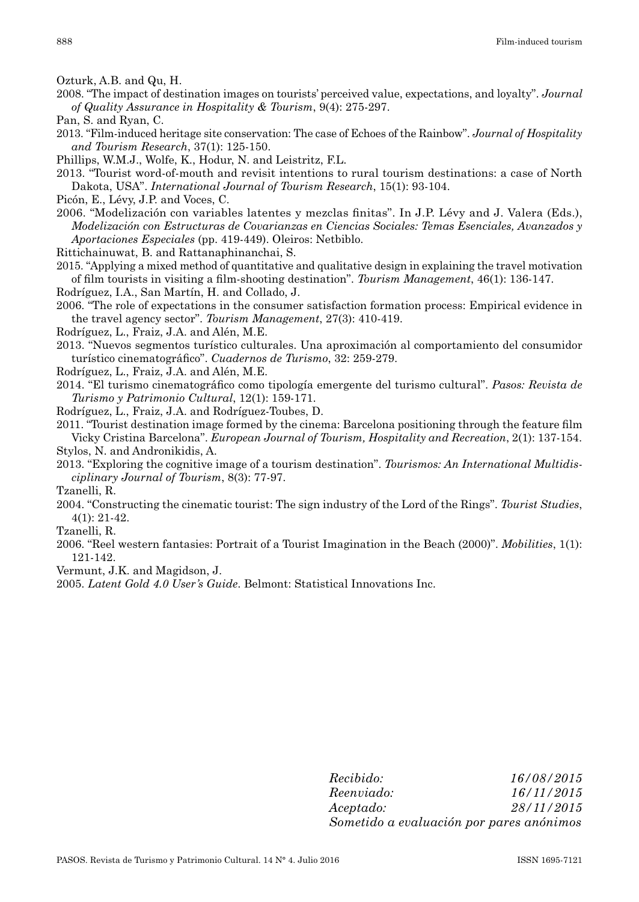Ozturk, A.B. and Qu, H.

2008. "The impact of destination images on tourists' perceived value, expectations, and loyalty". *Journal of Quality Assurance in Hospitality & Tourism*, 9(4): 275-297.

Pan, S. and Ryan, C.

2013. "Film-induced heritage site conservation: The case of Echoes of the Rainbow". *Journal of Hospitality and Tourism Research*, 37(1): 125-150.

Phillips, W.M.J., Wolfe, K., Hodur, N. and Leistritz, F.L.

2013. "Tourist word-of-mouth and revisit intentions to rural tourism destinations: a case of North Dakota, USA". *International Journal of Tourism Research*, 15(1): 93-104.

Picón, E., Lévy, J.P. and Voces, C.

2006. "Modelización con variables latentes y mezclas finitas". In J.P. Lévy and J. Valera (Eds.), *Modelización con Estructuras de Covarianzas en Ciencias Sociales: Temas Esenciales, Avanzados y Aportaciones Especiales* (pp. 419-449). Oleiros: Netbiblo.

Rittichainuwat, B. and Rattanaphinanchai, S.

2015. "Applying a mixed method of quantitative and qualitative design in explaining the travel motivation of film tourists in visiting a film-shooting destination". *Tourism Management*, 46(1): 136-147.

Rodríguez, I.A., San Martín, H. and Collado, J.

2006. "The role of expectations in the consumer satisfaction formation process: Empirical evidence in the travel agency sector". *Tourism Management*, 27(3): 410-419.

Rodríguez, L., Fraiz, J.A. and Alén, M.E.

2013. "Nuevos segmentos turístico culturales. Una aproximación al comportamiento del consumidor turístico cinematográfico". *Cuadernos de Turismo*, 32: 259-279.

Rodríguez, L., Fraiz, J.A. and Alén, M.E.

2014. "El turismo cinematográfico como tipología emergente del turismo cultural". *Pasos: Revista de Turismo y Patrimonio Cultural*, 12(1): 159-171.

Rodríguez, L., Fraiz, J.A. and Rodríguez-Toubes, D.

2011. "Tourist destination image formed by the cinema: Barcelona positioning through the feature film Vicky Cristina Barcelona". *European Journal of Tourism, Hospitality and Recreation*, 2(1): 137-154.

Stylos, N. and Andronikidis, A.

2013. "Exploring the cognitive image of a tourism destination". *Tourismos: An International Multidisciplinary Journal of Tourism*, 8(3): 77-97.

Tzanelli, R.

2004. "Constructing the cinematic tourist: The sign industry of the Lord of the Rings". *Tourist Studies*, 4(1): 21-42.

Tzanelli, R.

2006. "Reel western fantasies: Portrait of a Tourist Imagination in the Beach (2000)". *Mobilities*, 1(1): 121-142.

Vermunt, J.K. and Magidson, J.

2005. *Latent Gold 4.0 User's Guide*. Belmont: Statistical Innovations Inc.

*Recibido:* *16/08/2015*
*Reenviado:* *16/11/2015*
*Aceptado:* *28/11/2015*
*Sometido a evaluación por pares anónimos*